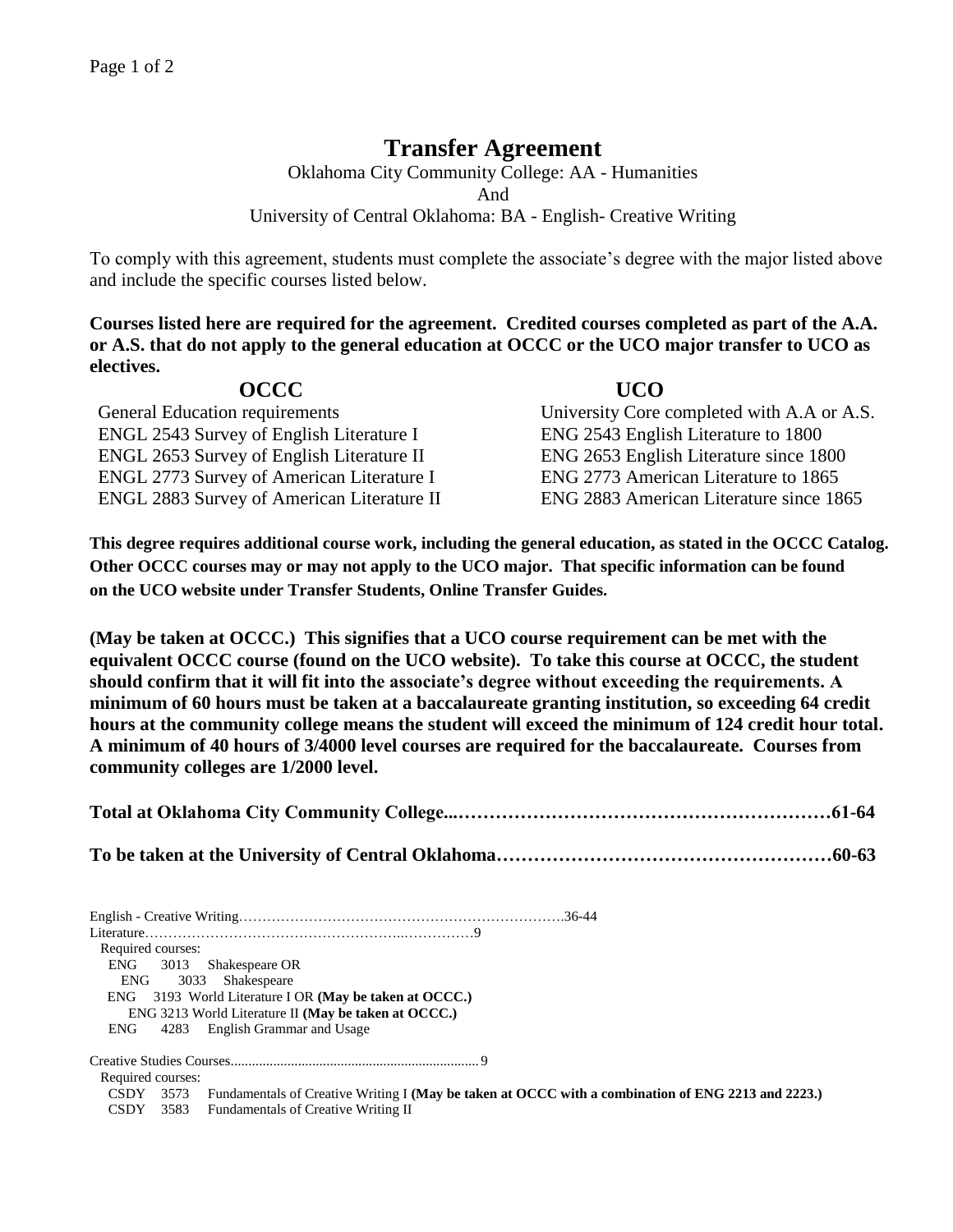# Transfer Agreement

Oklahoma City Community College: AA - Humanities

And

University of Central Oklahoma: BA - English- Creative Writing

To comply with this agreement, students must complete the associate's degree with the major listed above and include the specific courses listed below.

**Courses listed here are required for the agreement. Credited courses completed as part of the A.A. or A.S. that do not apply to the general education at OCCC or the UCO major transfer to UCO as electives.**

| OCCC | UCO |
|---|---|
| General Education requirements | University Core completed with A.A or A.S. |
| ENGL 2543 Survey of English Literature I | ENG 2543 English Literature to 1800 |
| ENGL 2653 Survey of English Literature II | ENG 2653 English Literature since 1800 |
| ENGL 2773 Survey of American Literature I | ENG 2773 American Literature to 1865 |
| ENGL 2883 Survey of American Literature II | ENG 2883 American Literature since 1865 |

**This degree requires additional course work, including the general education, as stated in the OCCC Catalog. Other OCCC courses may or may not apply to the UCO major. That specific information can be found on the UCO website under Transfer Students, Online Transfer Guides.**

**(May be taken at OCCC.) This signifies that a UCO course requirement can be met with the equivalent OCCC course (found on the UCO website). To take this course at OCCC, the student should confirm that it will fit into the associate's degree without exceeding the requirements. A minimum of 60 hours must be taken at a baccalaureate granting institution, so exceeding 64 credit hours at the community college means the student will exceed the minimum of 124 credit hour total. A minimum of 40 hours of 3/4000 level courses are required for the baccalaureate. Courses from community colleges are 1/2000 level.**

**Total at Oklahoma City Community College....……………………………………………………61-64**

**To be taken at the University of Central Oklahoma………………………………………………60-63**

English - Creative Writing…………………………………………………………….36-44

Literature………………………………………………..……………9

Required courses:

- ENG 3013 Shakespeare OR
  - ENG 3033 Shakespeare
- ENG 3193 World Literature I OR **(May be taken at OCCC.)**
  - ENG 3213 World Literature II **(May be taken at OCCC.)**
- ENG 4283 English Grammar and Usage

Creative Studies Courses..................................................................... 9

Required courses:

- CSDY 3573 Fundamentals of Creative Writing I **(May be taken at OCCC with a combination of ENG 2213 and 2223.)**
- CSDY 3583 Fundamentals of Creative Writing II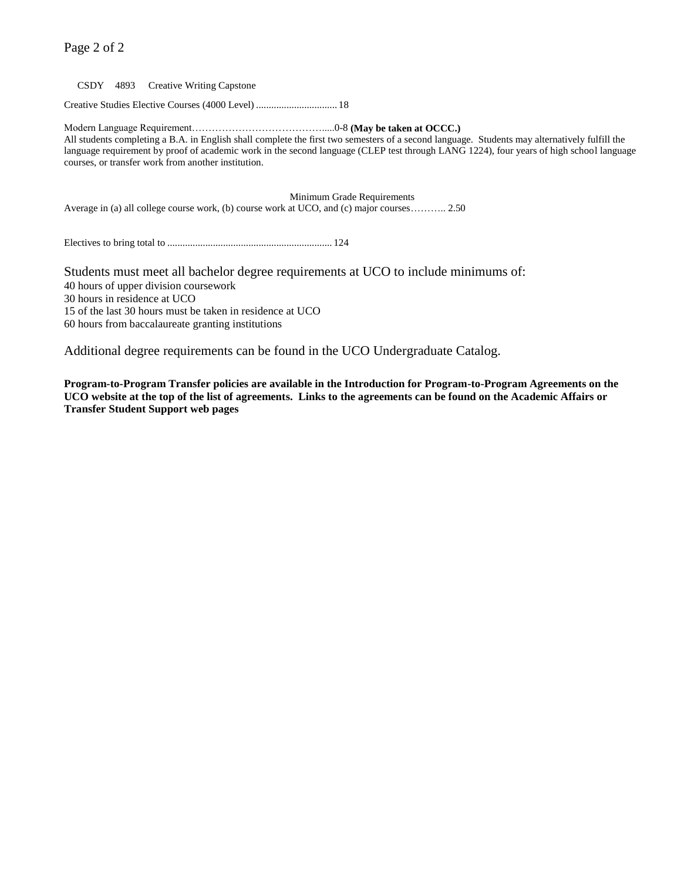CSDY 4893 Creative Writing Capstone

Creative Studies Elective Courses (4000 Level) ................................ 18

Modern Language Requirement…………………………………......0-8 **(May be taken at OCCC.)**
All students completing a B.A. in English shall complete the first two semesters of a second language. Students may alternatively fulfill the language requirement by proof of academic work in the second language (CLEP test through LANG 1224), four years of high school language courses, or transfer work from another institution.

Minimum Grade Requirements
Average in (a) all college course work, (b) course work at UCO, and (c) major courses……….. 2.50

Electives to bring total to ................................................................. 124

Students must meet all bachelor degree requirements at UCO to include minimums of:
40 hours of upper division coursework
30 hours in residence at UCO
15 of the last 30 hours must be taken in residence at UCO
60 hours from baccalaureate granting institutions

Additional degree requirements can be found in the UCO Undergraduate Catalog.

**Program-to-Program Transfer policies are available in the Introduction for Program-to-Program Agreements on the UCO website at the top of the list of agreements. Links to the agreements can be found on the Academic Affairs or Transfer Student Support web pages**